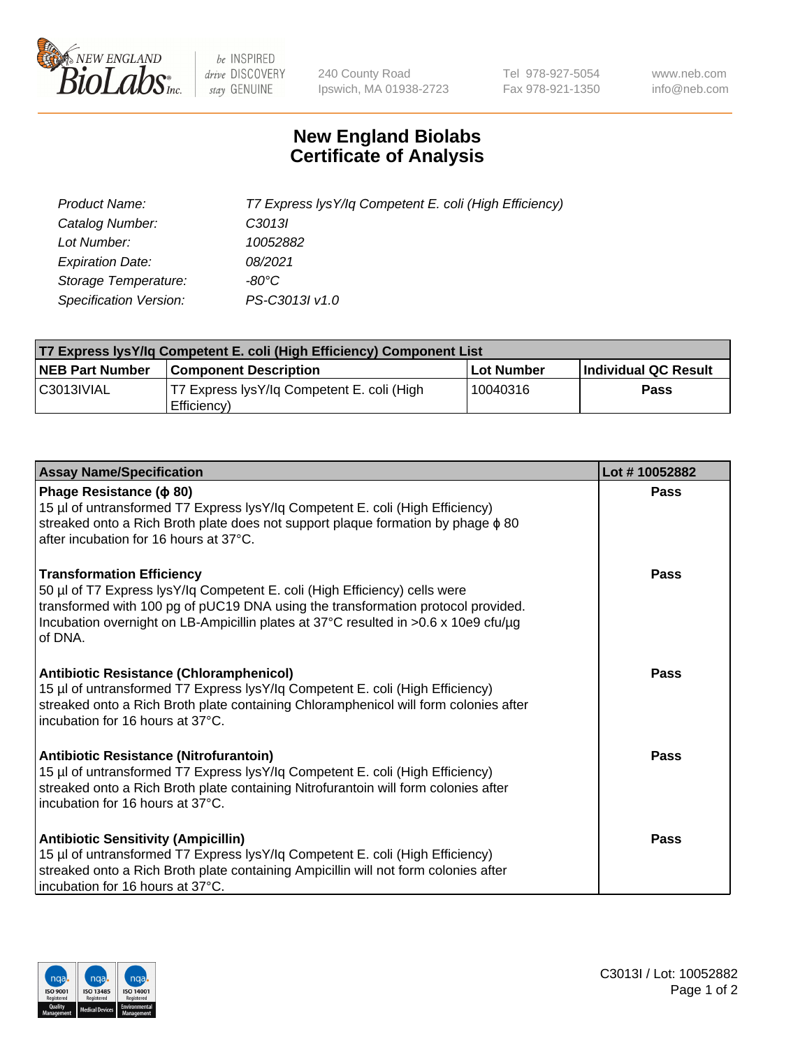NEW ENGLAND BioLabs Inc. | be INSPIRED drive DISCOVERY stay GENUINE | 240 County Road Ipswich, MA 01938-2723 | Tel 978-927-5054 Fax 978-921-1350 | www.neb.com info@neb.com

# New England Biolabs
# Certificate of Analysis

| | |
|---|---|
| *Product Name:* | *T7 Express lysY/Iq Competent E. coli (High Efficiency)* |
| *Catalog Number:* | *C3013I* |
| *Lot Number:* | *10052882* |
| *Expiration Date:* | *08/2021* |
| *Storage Temperature:* | *-80°C* |
| *Specification Version:* | *PS-C3013I v1.0* |

| T7 Express lysY/Iq Competent E. coli (High Efficiency) Component List | | | |
|---|---|---|---|
| **NEB Part Number** | **Component Description** | **Lot Number** | **Individual QC Result** |
| C3013IVIAL | T7 Express lysY/Iq Competent E. coli (High Efficiency) | 10040316 | **Pass** |

| Assay Name/Specification | Lot # 10052882 |
|---|---|
| **Phage Resistance (ϕ 80)**<br>15 µl of untransformed T7 Express lysY/Iq Competent E. coli (High Efficiency) streaked onto a Rich Broth plate does not support plaque formation by phage ϕ 80 after incubation for 16 hours at 37°C. | **Pass** |
| **Transformation Efficiency**<br>50 µl of T7 Express lysY/Iq Competent E. coli (High Efficiency) cells were transformed with 100 pg of pUC19 DNA using the transformation protocol provided. Incubation overnight on LB-Ampicillin plates at 37°C resulted in >0.6 x 10e9 cfu/µg of DNA. | **Pass** |
| **Antibiotic Resistance (Chloramphenicol)**<br>15 µl of untransformed T7 Express lysY/Iq Competent E. coli (High Efficiency) streaked onto a Rich Broth plate containing Chloramphenicol will form colonies after incubation for 16 hours at 37°C. | **Pass** |
| **Antibiotic Resistance (Nitrofurantoin)**<br>15 µl of untransformed T7 Express lysY/Iq Competent E. coli (High Efficiency) streaked onto a Rich Broth plate containing Nitrofurantoin will form colonies after incubation for 16 hours at 37°C. | **Pass** |
| **Antibiotic Sensitivity (Ampicillin)**<br>15 µl of untransformed T7 Express lysY/Iq Competent E. coli (High Efficiency) streaked onto a Rich Broth plate containing Ampicillin will not form colonies after incubation for 16 hours at 37°C. | **Pass** |

ISO 9001 Registered Quality Management | ISO 13485 Registered Medical Devices | ISO 14001 Registered Environmental Management

C3013I / Lot: 10052882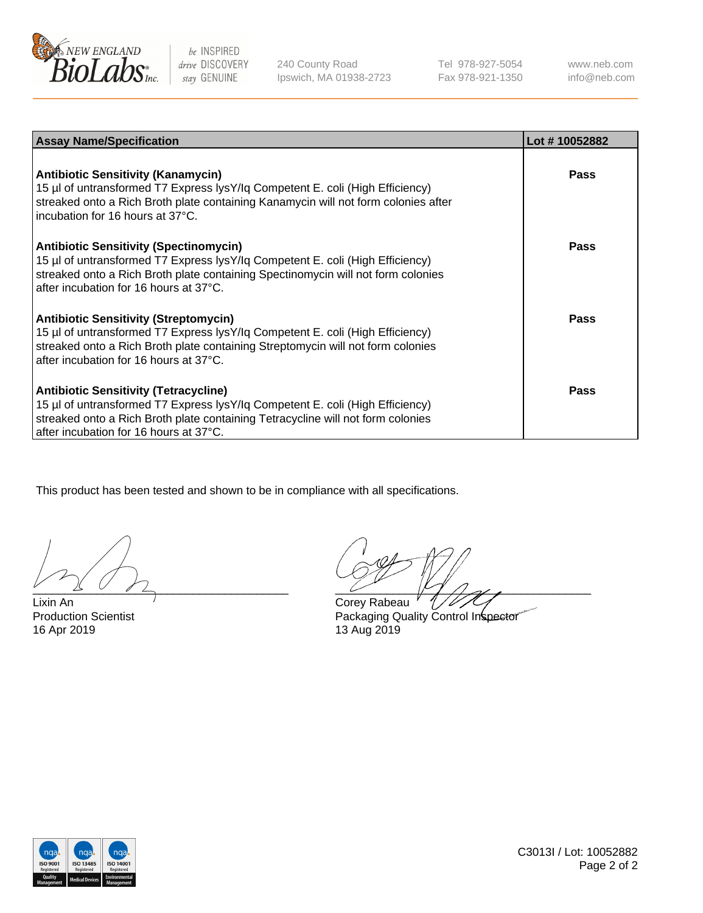NEW ENGLAND BioLabs Inc. — be INSPIRED drive DISCOVERY stay GENUINE

240 County Road
Ipswich, MA 01938-2723

Tel 978-927-5054
Fax 978-921-1350

www.neb.com
info@neb.com

| Assay Name/Specification | Lot # 10052882 |
|---|---|
| **Antibiotic Sensitivity (Kanamycin)** 15 µl of untransformed T7 Express lysY/Iq Competent E. coli (High Efficiency) streaked onto a Rich Broth plate containing Kanamycin will not form colonies after incubation for 16 hours at 37°C. | **Pass** |
| **Antibiotic Sensitivity (Spectinomycin)** 15 µl of untransformed T7 Express lysY/Iq Competent E. coli (High Efficiency) streaked onto a Rich Broth plate containing Spectinomycin will not form colonies after incubation for 16 hours at 37°C. | **Pass** |
| **Antibiotic Sensitivity (Streptomycin)** 15 µl of untransformed T7 Express lysY/Iq Competent E. coli (High Efficiency) streaked onto a Rich Broth plate containing Streptomycin will not form colonies after incubation for 16 hours at 37°C. | **Pass** |
| **Antibiotic Sensitivity (Tetracycline)** 15 µl of untransformed T7 Express lysY/Iq Competent E. coli (High Efficiency) streaked onto a Rich Broth plate containing Tetracycline will not form colonies after incubation for 16 hours at 37°C. | **Pass** |

This product has been tested and shown to be in compliance with all specifications.

Lixin An
Production Scientist
16 Apr 2019

Corey Rabeau
Packaging Quality Control Inspector
13 Aug 2019

ISO 9001 Registered Quality Management | ISO 13485 Registered Medical Devices | ISO 14001 Registered Environmental Management

C3013I / Lot: 10052882